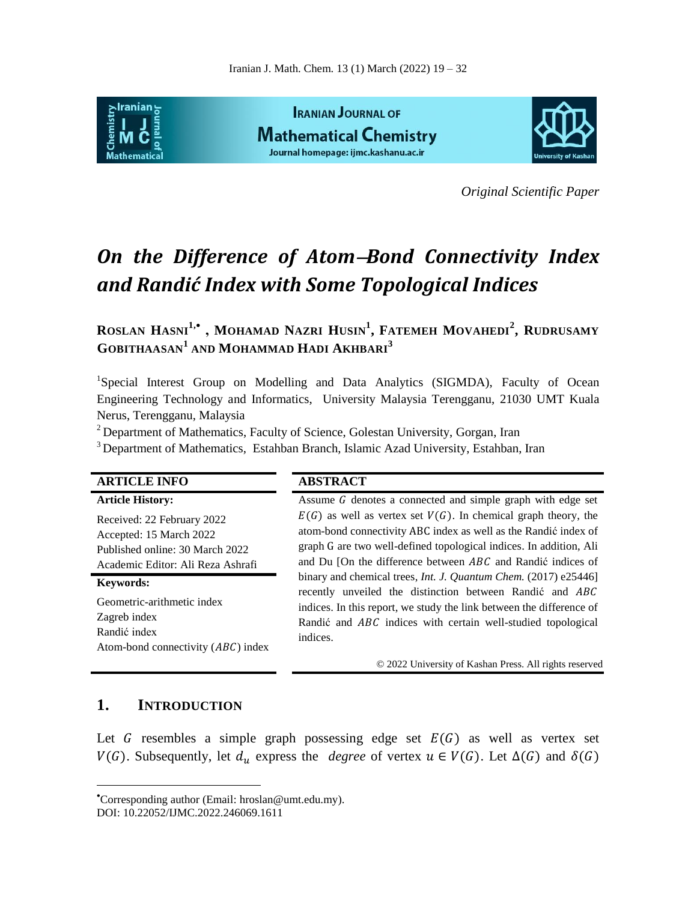*Original Scientific Paper*

# *On the Difference of Atom–Bond Connectivity Index and Randić Index with Some Topological Indices*

**ROSLAN HASNI[1,•], MOHAMAD NAZRI HUSIN[1], FATEMEH MOVAHEDI[2], RUDRUSAMY GOBITHAASAN[1] AND MOHAMMAD HADI AKHBARI[3]**

[1]Special Interest Group on Modelling and Data Analytics (SIGMDA), Faculty of Ocean Engineering Technology and Informatics, University Malaysia Terengganu, 21030 UMT Kuala Nerus, Terengganu, Malaysia

[2]Department of Mathematics, Faculty of Science, Golestan University, Gorgan, Iran

[3]Department of Mathematics, Estahban Branch, Islamic Azad University, Estahban, Iran

**ARTICLE INFO**

**Article History:**

Received: 22 February 2022
Accepted: 15 March 2022
Published online: 30 March 2022
Academic Editor: Ali Reza Ashrafi

**Keywords:**

Geometric-arithmetic index
Zagreb index
Randić index
Atom-bond connectivity ($ABC$) index

**ABSTRACT**

Assume $G$ denotes a connected and simple graph with edge set $E(G)$ as well as vertex set $V(G)$. In chemical graph theory, the atom-bond connectivity ABC index as well as the Randić index of graph G are two well-defined topological indices. In addition, Ali and Du [On the difference between $ABC$ and Randić indices of binary and chemical trees, *Int. J. Quantum Chem.* (2017) e25446] recently unveiled the distinction between Randić and $ABC$ indices. In this report, we study the link between the difference of Randić and $ABC$ indices with certain well-studied topological indices.

© 2022 University of Kashan Press. All rights reserved

## 1. INTRODUCTION

Let $G$ resembles a simple graph possessing edge set $E(G)$ as well as vertex set $V(G)$. Subsequently, let $d_u$ express the *degree* of vertex $u \in V(G)$. Let $\Delta(G)$ and $\delta(G)$

•Corresponding author (Email: hroslan@umt.edu.my).
DOI: 10.22052/IJMC.2022.246069.1611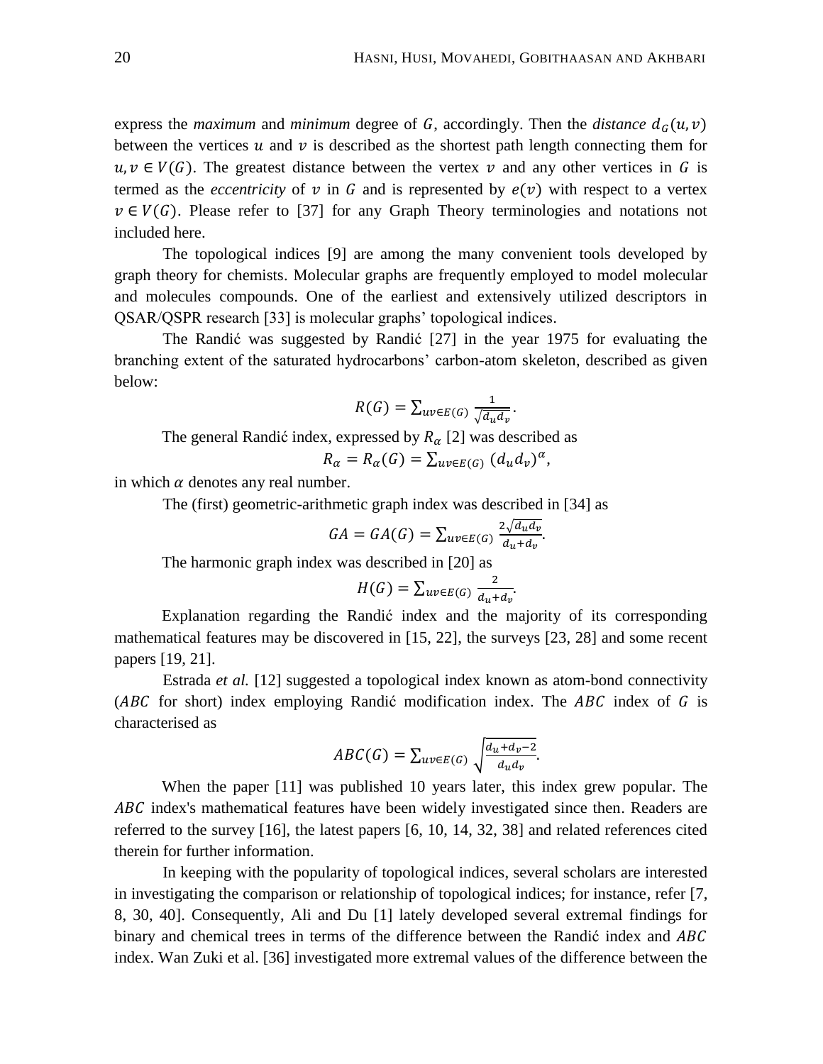express the *maximum* and *minimum* degree of $G$, accordingly. Then the *distance* $d_G(u, v)$ between the vertices $u$ and $v$ is described as the shortest path length connecting them for $u, v \in V(G)$. The greatest distance between the vertex $v$ and any other vertices in $G$ is termed as the *eccentricity* of $v$ in $G$ and is represented by $e(v)$ with respect to a vertex $v \in V(G)$. Please refer to [37] for any Graph Theory terminologies and notations not included here.

The topological indices [9] are among the many convenient tools developed by graph theory for chemists. Molecular graphs are frequently employed to model molecular and molecules compounds. One of the earliest and extensively utilized descriptors in QSAR/QSPR research [33] is molecular graphs' topological indices.

The Randić was suggested by Randić [27] in the year 1975 for evaluating the branching extent of the saturated hydrocarbons' carbon-atom skeleton, described as given below:

$$R(G) = \sum_{uv \in E(G)} \frac{1}{\sqrt{d_u d_v}}.$$

The general Randić index, expressed by $R_\alpha$ [2] was described as

$$R_\alpha = R_\alpha(G) = \sum_{uv \in E(G)} (d_u d_v)^\alpha,$$

in which $\alpha$ denotes any real number.

The (first) geometric-arithmetic graph index was described in [34] as

$$GA = GA(G) = \sum_{uv \in E(G)} \frac{2\sqrt{d_u d_v}}{d_u + d_v}.$$

The harmonic graph index was described in [20] as

$$H(G) = \sum_{uv \in E(G)} \frac{2}{d_u + d_v}.$$

Explanation regarding the Randić index and the majority of its corresponding mathematical features may be discovered in [15, 22], the surveys [23, 28] and some recent papers [19, 21].

Estrada *et al.* [12] suggested a topological index known as atom-bond connectivity ($ABC$ for short) index employing Randić modification index. The $ABC$ index of $G$ is characterised as

$$ABC(G) = \sum_{uv \in E(G)} \sqrt{\frac{d_u + d_v - 2}{d_u d_v}}.$$

When the paper [11] was published 10 years later, this index grew popular. The $ABC$ index's mathematical features have been widely investigated since then. Readers are referred to the survey [16], the latest papers [6, 10, 14, 32, 38] and related references cited therein for further information.

In keeping with the popularity of topological indices, several scholars are interested in investigating the comparison or relationship of topological indices; for instance, refer [7, 8, 30, 40]. Consequently, Ali and Du [1] lately developed several extremal findings for binary and chemical trees in terms of the difference between the Randić index and $ABC$ index. Wan Zuki et al. [36] investigated more extremal values of the difference between the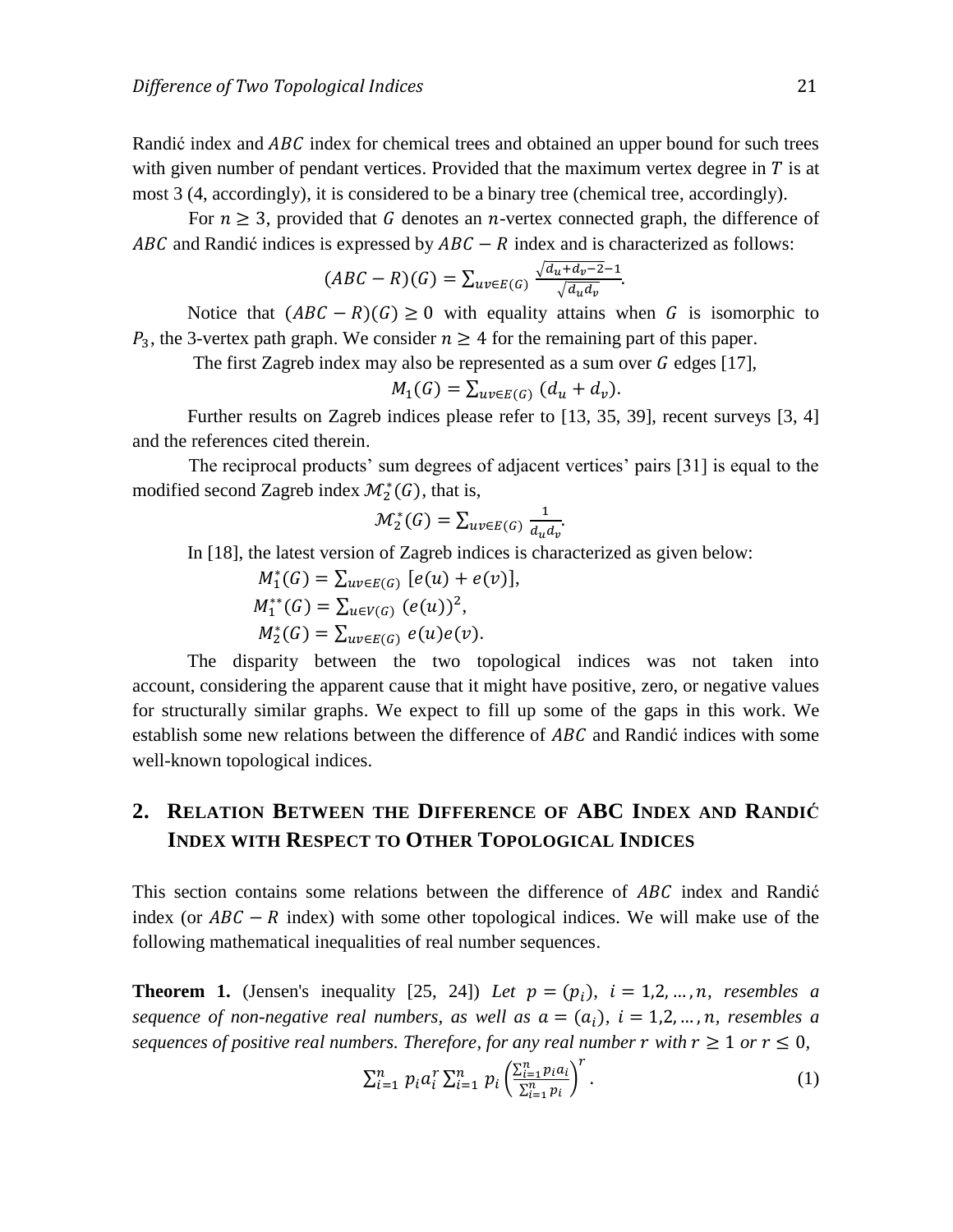Randić index and $ABC$ index for chemical trees and obtained an upper bound for such trees with given number of pendant vertices. Provided that the maximum vertex degree in $T$ is at most 3 (4, accordingly), it is considered to be a binary tree (chemical tree, accordingly).

For $n \geq 3$, provided that $G$ denotes an $n$-vertex connected graph, the difference of $ABC$ and Randić indices is expressed by $ABC - R$ index and is characterized as follows:

$$(ABC - R)(G) = \sum_{uv \in E(G)} \frac{\sqrt{d_u + d_v - 2} - 1}{\sqrt{d_u d_v}}.$$

Notice that $(ABC - R)(G) \geq 0$ with equality attains when $G$ is isomorphic to $P_3$, the 3-vertex path graph. We consider $n \geq 4$ for the remaining part of this paper.

The first Zagreb index may also be represented as a sum over $G$ edges [17],

$$M_1(G) = \sum_{uv \in E(G)} (d_u + d_v).$$

Further results on Zagreb indices please refer to [13, 35, 39], recent surveys [3, 4] and the references cited therein.

The reciprocal products' sum degrees of adjacent vertices' pairs [31] is equal to the modified second Zagreb index $\mathcal{M}_2^*(G)$, that is,

$$\mathcal{M}_2^*(G) = \sum_{uv \in E(G)} \frac{1}{d_u d_v}.$$

In [18], the latest version of Zagreb indices is characterized as given below:

$$M_1^*(G) = \sum_{uv \in E(G)} [e(u) + e(v)],$$

$$M_1^{**}(G) = \sum_{u \in V(G)} (e(u))^2,$$

$$M_2^*(G) = \sum_{uv \in E(G)} e(u)e(v).$$

The disparity between the two topological indices was not taken into account, considering the apparent cause that it might have positive, zero, or negative values for structurally similar graphs. We expect to fill up some of the gaps in this work. We establish some new relations between the difference of $ABC$ and Randić indices with some well-known topological indices.

## 2. Relation Between the Difference of ABC Index and Randić Index with Respect to Other Topological Indices

This section contains some relations between the difference of $ABC$ index and Randić index (or $ABC - R$ index) with some other topological indices. We will make use of the following mathematical inequalities of real number sequences.

**Theorem 1.** (Jensen's inequality [25, 24]) *Let $p = (p_i)$, $i = 1,2,\ldots,n$, resembles a sequence of non-negative real numbers, as well as $a = (a_i)$, $i = 1,2,\ldots,n$, resembles a sequences of positive real numbers. Therefore, for any real number $r$ with $r \geq 1$ or $r \leq 0$,*

$$\sum_{i=1}^{n} p_i a_i^r \sum_{i=1}^{n} p_i \left( \frac{\sum_{i=1}^{n} p_i a_i}{\sum_{i=1}^{n} p_i} \right)^r. \quad (1)$$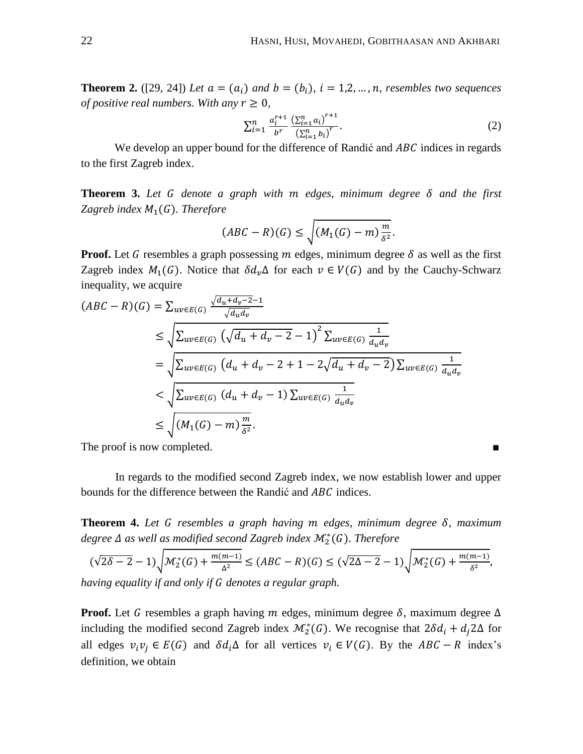**Theorem 2.** ([29, 24]) *Let $a = (a_i)$ and $b = (b_i)$, $i = 1,2, \dots, n$, resembles two sequences of positive real numbers. With any $r \geq 0$,*

$$\sum_{i=1}^{n} \frac{a_i^{r+1}}{b^r} \frac{\left(\sum_{i=1}^{n} a_i\right)^{r+1}}{\left(\sum_{i=1}^{n} b_i\right)^{r}}. \tag{2}$$

We develop an upper bound for the difference of Randić and $ABC$ indices in regards to the first Zagreb index.

**Theorem 3.** *Let $G$ denote a graph with $m$ edges, minimum degree $\delta$ and the first Zagreb index $M_1(G)$. Therefore*

$$(ABC - R)(G) \leq \sqrt{(M_1(G) - m)\frac{m}{\delta^2}}.$$

**Proof.** Let $G$ resembles a graph possessing $m$ edges, minimum degree $\delta$ as well as the first Zagreb index $M_1(G)$. Notice that $\delta d_v \Delta$ for each $v \in V(G)$ and by the Cauchy-Schwarz inequality, we acquire

$$\begin{aligned}
(ABC - R)(G) &= \sum_{uv \in E(G)} \frac{\sqrt{d_u + d_v - 2} - 1}{\sqrt{d_u d_v}} \\
&\leq \sqrt{\sum_{uv \in E(G)} \left(\sqrt{d_u + d_v - 2} - 1\right)^2 \sum_{uv \in E(G)} \frac{1}{d_u d_v}} \\
&= \sqrt{\sum_{uv \in E(G)} \left(d_u + d_v - 2 + 1 - 2\sqrt{d_u + d_v - 2}\right) \sum_{uv \in E(G)} \frac{1}{d_u d_v}} \\
&< \sqrt{\sum_{uv \in E(G)} (d_u + d_v - 1) \sum_{uv \in E(G)} \frac{1}{d_u d_v}} \\
&\leq \sqrt{(M_1(G) - m)\frac{m}{\delta^2}}.
\end{aligned}$$

The proof is now completed. ∎

In regards to the modified second Zagreb index, we now establish lower and upper bounds for the difference between the Randić and $ABC$ indices.

**Theorem 4.** *Let $G$ resembles a graph having $m$ edges, minimum degree $\delta$, maximum degree $\Delta$ as well as modified second Zagreb index $\mathcal{M}_2^*(G)$. Therefore*

$$(\sqrt{2\delta - 2} - 1)\sqrt{\mathcal{M}_2^*(G) + \frac{m(m-1)}{\Delta^2}} \leq (ABC - R)(G) \leq (\sqrt{2\Delta - 2} - 1)\sqrt{\mathcal{M}_2^*(G) + \frac{m(m-1)}{\delta^2}},$$

*having equality if and only if $G$ denotes a regular graph.*

**Proof.** Let $G$ resembles a graph having $m$ edges, minimum degree $\delta$, maximum degree $\Delta$ including the modified second Zagreb index $\mathcal{M}_2^*(G)$. We recognise that $2\delta d_i + d_j 2\Delta$ for all edges $v_i v_j \in E(G)$ and $\delta d_i \Delta$ for all vertices $v_i \in V(G)$. By the $ABC - R$ index's definition, we obtain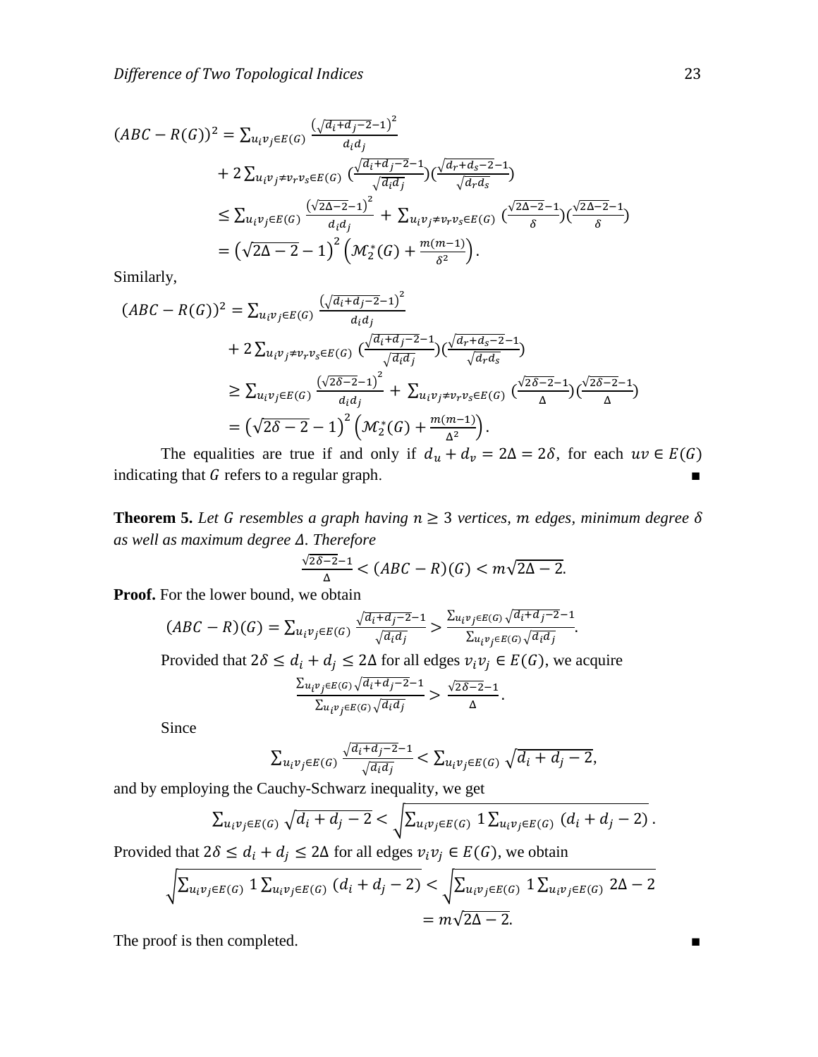$$
\begin{aligned}
(ABC - R(G))^2 &= \sum_{u_iv_j \in E(G)} \frac{\left(\sqrt{d_i+d_j-2}-1\right)^2}{d_id_j} \\
&\quad + 2\sum_{u_iv_j \neq v_rv_s \in E(G)} \left(\frac{\sqrt{d_i+d_j-2}-1}{\sqrt{d_id_j}}\right)\left(\frac{\sqrt{d_r+d_s-2}-1}{\sqrt{d_rd_s}}\right) \\
&\leq \sum_{u_iv_j \in E(G)} \frac{\left(\sqrt{2\Delta-2}-1\right)^2}{d_id_j} + \sum_{u_iv_j \neq v_rv_s \in E(G)} \left(\frac{\sqrt{2\Delta-2}-1}{\delta}\right)\left(\frac{\sqrt{2\Delta-2}-1}{\delta}\right) \\
&= \left(\sqrt{2\Delta-2}-1\right)^2 \left(\mathcal{M}_2^*(G) + \frac{m(m-1)}{\delta^2}\right).
\end{aligned}
$$

Similarly,

$$
\begin{aligned}
(ABC - R(G))^2 &= \sum_{u_iv_j \in E(G)} \frac{\left(\sqrt{d_i+d_j-2}-1\right)^2}{d_id_j} \\
&\quad + 2\sum_{u_iv_j \neq v_rv_s \in E(G)} \left(\frac{\sqrt{d_i+d_j-2}-1}{\sqrt{d_id_j}}\right)\left(\frac{\sqrt{d_r+d_s-2}-1}{\sqrt{d_rd_s}}\right) \\
&\geq \sum_{u_iv_j \in E(G)} \frac{\left(\sqrt{2\delta-2}-1\right)^2}{d_id_j} + \sum_{u_iv_j \neq v_rv_s \in E(G)} \left(\frac{\sqrt{2\delta-2}-1}{\Delta}\right)\left(\frac{\sqrt{2\delta-2}-1}{\Delta}\right) \\
&= \left(\sqrt{2\delta-2}-1\right)^2 \left(\mathcal{M}_2^*(G) + \frac{m(m-1)}{\Delta^2}\right).
\end{aligned}
$$

The equalities are true if and only if $d_u + d_v = 2\Delta = 2\delta$, for each $uv \in E(G)$ indicating that $G$ refers to a regular graph. ∎

**Theorem 5.** *Let $G$ resembles a graph having $n \geq 3$ vertices, $m$ edges, minimum degree $\delta$ as well as maximum degree $\Delta$. Therefore*

$$\frac{\sqrt{2\delta-2}-1}{\Delta} < (ABC - R)(G) < m\sqrt{2\Delta-2}.$$

**Proof.** For the lower bound, we obtain

$$(ABC - R)(G) = \sum_{u_iv_j \in E(G)} \frac{\sqrt{d_i+d_j-2}-1}{\sqrt{d_id_j}} > \frac{\sum_{u_iv_j \in E(G)} \sqrt{d_i+d_j-2}-1}{\sum_{u_iv_j \in E(G)} \sqrt{d_id_j}}.$$

Provided that $2\delta \leq d_i + d_j \leq 2\Delta$ for all edges $v_iv_j \in E(G)$, we acquire

$$\frac{\sum_{u_iv_j \in E(G)} \sqrt{d_i+d_j-2}-1}{\sum_{u_iv_j \in E(G)} \sqrt{d_id_j}} > \frac{\sqrt{2\delta-2}-1}{\Delta}.$$

Since

$$\sum_{u_iv_j \in E(G)} \frac{\sqrt{d_i+d_j-2}-1}{\sqrt{d_id_j}} < \sum_{u_iv_j \in E(G)} \sqrt{d_i+d_j-2},$$

and by employing the Cauchy-Schwarz inequality, we get

$$\sum_{u_iv_j \in E(G)} \sqrt{d_i+d_j-2} < \sqrt{\sum_{u_iv_j \in E(G)} 1 \sum_{u_iv_j \in E(G)} (d_i+d_j-2)}\,.$$

Provided that $2\delta \leq d_i + d_j \leq 2\Delta$ for all edges $v_iv_j \in E(G)$, we obtain

$$
\begin{aligned}
\sqrt{\sum_{u_iv_j \in E(G)} 1 \sum_{u_iv_j \in E(G)} (d_i+d_j-2)} &< \sqrt{\sum_{u_iv_j \in E(G)} 1 \sum_{u_iv_j \in E(G)} 2\Delta - 2} \\
&= m\sqrt{2\Delta-2}.
\end{aligned}
$$

The proof is then completed. ∎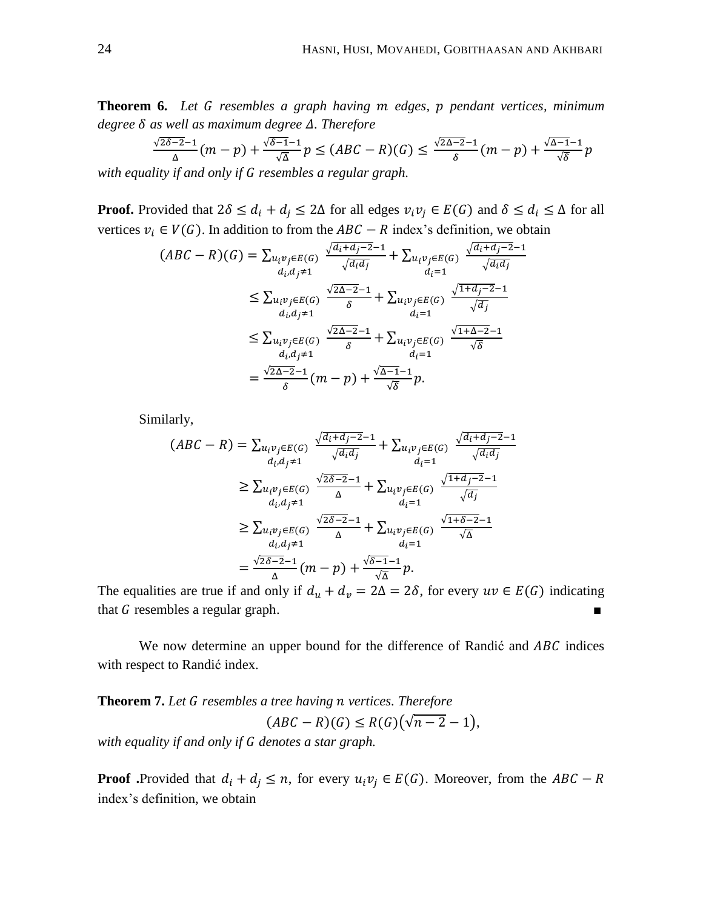**Theorem 6.** *Let $G$ resembles a graph having $m$ edges, $p$ pendant vertices, minimum degree $\delta$ as well as maximum degree $\Delta$. Therefore*

$$\frac{\sqrt{2\delta-2}-1}{\Delta}(m-p)+\frac{\sqrt{\delta-1}-1}{\sqrt{\Delta}}p \le (ABC-R)(G) \le \frac{\sqrt{2\Delta-2}-1}{\delta}(m-p)+\frac{\sqrt{\Delta-1}-1}{\sqrt{\delta}}p$$

*with equality if and only if $G$ resembles a regular graph.*

**Proof.** Provided that $2\delta \le d_i + d_j \le 2\Delta$ for all edges $v_iv_j \in E(G)$ and $\delta \le d_i \le \Delta$ for all vertices $v_i \in V(G)$. In addition to from the $ABC-R$ index's definition, we obtain

$$\begin{aligned}
(ABC-R)(G) &= \sum_{\substack{u_iv_j\in E(G)\\ d_i,d_j\neq 1}} \frac{\sqrt{d_i+d_j-2}-1}{\sqrt{d_id_j}} + \sum_{\substack{u_iv_j\in E(G)\\ d_i=1}} \frac{\sqrt{d_i+d_j-2}-1}{\sqrt{d_id_j}} \\
&\le \sum_{\substack{u_iv_j\in E(G)\\ d_i,d_j\neq 1}} \frac{\sqrt{2\Delta-2}-1}{\delta} + \sum_{\substack{u_iv_j\in E(G)\\ d_i=1}} \frac{\sqrt{1+d_j-2}-1}{\sqrt{d_j}} \\
&\le \sum_{\substack{u_iv_j\in E(G)\\ d_i,d_j\neq 1}} \frac{\sqrt{2\Delta-2}-1}{\delta} + \sum_{\substack{u_iv_j\in E(G)\\ d_i=1}} \frac{\sqrt{1+\Delta-2}-1}{\sqrt{\delta}} \\
&= \frac{\sqrt{2\Delta-2}-1}{\delta}(m-p)+\frac{\sqrt{\Delta-1}-1}{\sqrt{\delta}}p.
\end{aligned}$$

Similarly,

$$\begin{aligned}
(ABC-R) &= \sum_{\substack{u_iv_j\in E(G)\\ d_i,d_j\neq 1}} \frac{\sqrt{d_i+d_j-2}-1}{\sqrt{d_id_j}} + \sum_{\substack{u_iv_j\in E(G)\\ d_i=1}} \frac{\sqrt{d_i+d_j-2}-1}{\sqrt{d_id_j}} \\
&\ge \sum_{\substack{u_iv_j\in E(G)\\ d_i,d_j\neq 1}} \frac{\sqrt{2\delta-2}-1}{\Delta} + \sum_{\substack{u_iv_j\in E(G)\\ d_i=1}} \frac{\sqrt{1+d_j-2}-1}{\sqrt{d_j}} \\
&\ge \sum_{\substack{u_iv_j\in E(G)\\ d_i,d_j\neq 1}} \frac{\sqrt{2\delta-2}-1}{\Delta} + \sum_{\substack{u_iv_j\in E(G)\\ d_i=1}} \frac{\sqrt{1+\delta-2}-1}{\sqrt{\Delta}} \\
&= \frac{\sqrt{2\delta-2}-1}{\Delta}(m-p)+\frac{\sqrt{\delta-1}-1}{\sqrt{\Delta}}p.
\end{aligned}$$

The equalities are true if and only if $d_u + d_v = 2\Delta = 2\delta$, for every $uv \in E(G)$ indicating that $G$ resembles a regular graph. ∎

We now determine an upper bound for the difference of Randić and $ABC$ indices with respect to Randić index.

**Theorem 7.** *Let $G$ resembles a tree having $n$ vertices. Therefore*

$$(ABC-R)(G) \le R(G)\left(\sqrt{n-2}-1\right),$$

*with equality if and only if $G$ denotes a star graph.*

**Proof .**Provided that $d_i + d_j \le n$, for every $u_iv_j \in E(G)$. Moreover, from the $ABC-R$ index's definition, we obtain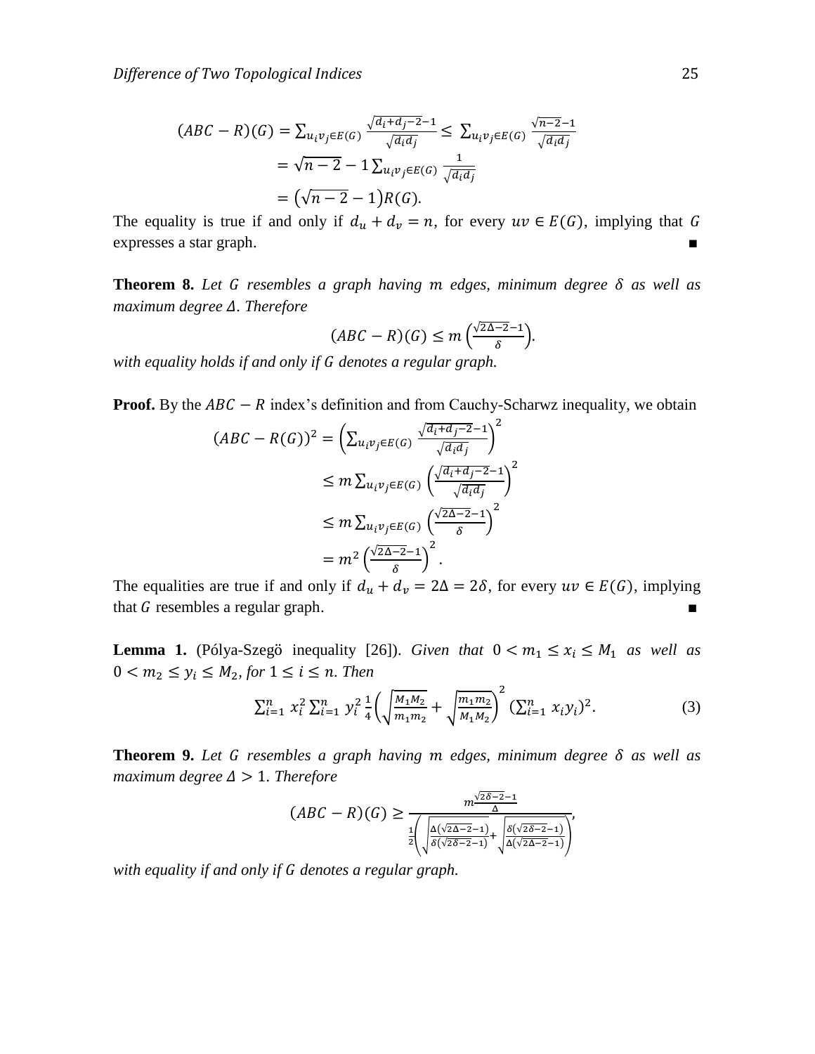$$
\begin{aligned}
(ABC-R)(G) &= \sum_{u_iv_j\in E(G)} \frac{\sqrt{d_i+d_j-2}-1}{\sqrt{d_id_j}} \le \sum_{u_iv_j\in E(G)} \frac{\sqrt{n-2}-1}{\sqrt{d_id_j}} \\
&= \sqrt{n-2}-1\sum_{u_iv_j\in E(G)} \frac{1}{\sqrt{d_id_j}} \\
&= \left(\sqrt{n-2}-1\right)R(G).
\end{aligned}
$$

The equality is true if and only if $d_u + d_v = n$, for every $uv \in E(G)$, implying that $G$ expresses a star graph. ∎

**Theorem 8.** *Let $G$ resembles a graph having $m$ edges, minimum degree $\delta$ as well as maximum degree $\Delta$. Therefore*

$$
(ABC-R)(G) \le m\left(\frac{\sqrt{2\Delta-2}-1}{\delta}\right).
$$

*with equality holds if and only if $G$ denotes a regular graph.*

**Proof.** By the $ABC - R$ index's definition and from Cauchy-Scharwz inequality, we obtain

$$
\begin{aligned}
(ABC-R(G))^2 &= \left(\sum_{u_iv_j\in E(G)} \frac{\sqrt{d_i+d_j-2}-1}{\sqrt{d_id_j}}\right)^2 \\
&\le m\sum_{u_iv_j\in E(G)} \left(\frac{\sqrt{d_i+d_j-2}-1}{\sqrt{d_id_j}}\right)^2 \\
&\le m\sum_{u_iv_j\in E(G)} \left(\frac{\sqrt{2\Delta-2}-1}{\delta}\right)^2 \\
&= m^2\left(\frac{\sqrt{2\Delta-2}-1}{\delta}\right)^2.
\end{aligned}
$$

The equalities are true if and only if $d_u + d_v = 2\Delta = 2\delta$, for every $uv \in E(G)$, implying that $G$ resembles a regular graph. ∎

**Lemma 1.** (Pólya-Szegö inequality [26]). *Given that $0 < m_1 \le x_i \le M_1$ as well as $0 < m_2 \le y_i \le M_2$, for $1 \le i \le n$. Then*

$$
\sum_{i=1}^{n} x_i^2 \sum_{i=1}^{n} y_i^2 \, \frac{1}{4}\left(\sqrt{\frac{M_1M_2}{m_1m_2}} + \sqrt{\frac{m_1m_2}{M_1M_2}}\right)^2 \left(\sum_{i=1}^{n} x_iy_i\right)^2. \tag{3}
$$

**Theorem 9.** *Let $G$ resembles a graph having $m$ edges, minimum degree $\delta$ as well as maximum degree $\Delta > 1$. Therefore*

$$
(ABC-R)(G) \ge \frac{m\frac{\sqrt{2\delta-2}-1}{\Delta}}{\frac{1}{2}\left(\sqrt{\frac{\Delta\left(\sqrt{2\Delta-2}-1\right)}{\delta\left(\sqrt{2\delta-2}-1\right)}} + \sqrt{\frac{\delta\left(\sqrt{2\delta-2}-1\right)}{\Delta\left(\sqrt{2\Delta-2}-1\right)}}\right)},
$$

*with equality if and only if $G$ denotes a regular graph.*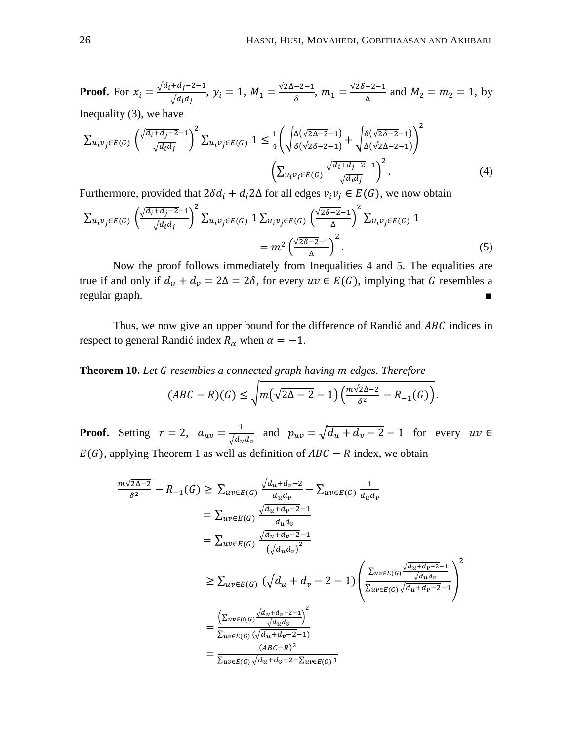**Proof.** For $x_i = \frac{\sqrt{d_i+d_j-2}-1}{\sqrt{d_i d_j}}$, $y_i = 1$, $M_1 = \frac{\sqrt{2\Delta-2}-1}{\delta}$, $m_1 = \frac{\sqrt{2\delta-2}-1}{\Delta}$ and $M_2 = m_2 = 1$, by Inequality (3), we have

$$\sum_{u_i v_j \in E(G)} \left(\frac{\sqrt{d_i+d_j-2}-1}{\sqrt{d_i d_j}}\right)^2 \sum_{u_i v_j \in E(G)} 1 \leq \frac{1}{4}\left(\sqrt{\frac{\Delta(\sqrt{2\Delta-2}-1)}{\delta(\sqrt{2\delta-2}-1)}} + \sqrt{\frac{\delta(\sqrt{2\delta-2}-1)}{\Delta(\sqrt{2\Delta-2}-1)}}\right)^2 \left(\sum_{u_i v_j \in E(G)} \frac{\sqrt{d_i+d_j-2}-1}{\sqrt{d_i d_j}}\right)^2. \tag{4}$$

Furthermore, provided that $2\delta d_i + d_j 2\Delta$ for all edges $v_i v_j \in E(G)$, we now obtain

$$\sum_{u_i v_j \in E(G)} \left(\frac{\sqrt{d_i+d_j-2}-1}{\sqrt{d_i d_j}}\right)^2 \sum_{u_i v_j \in E(G)} 1 \sum_{u_i v_j \in E(G)} \left(\frac{\sqrt{2\delta-2}-1}{\Delta}\right)^2 \sum_{u_i v_j \in E(G)} 1 = m^2 \left(\frac{\sqrt{2\delta-2}-1}{\Delta}\right)^2. \tag{5}$$

Now the proof follows immediately from Inequalities 4 and 5. The equalities are true if and only if $d_u + d_v = 2\Delta = 2\delta$, for every $uv \in E(G)$, implying that $G$ resembles a regular graph. ∎

Thus, we now give an upper bound for the difference of Randić and $ABC$ indices in respect to general Randić index $R_\alpha$ when $\alpha = -1$.

**Theorem 10.** *Let $G$ resembles a connected graph having $m$ edges. Therefore*

$$(ABC - R)(G) \leq \sqrt{m\left(\sqrt{2\Delta-2}-1\right)\left(\frac{m\sqrt{2\Delta-2}}{\delta^2} - R_{-1}(G)\right)}.$$

**Proof.** Setting $r = 2$, $a_{uv} = \frac{1}{\sqrt{d_u d_v}}$ and $p_{uv} = \sqrt{d_u + d_v - 2} - 1$ for every $uv \in E(G)$, applying Theorem 1 as well as definition of $ABC - R$ index, we obtain

$$\begin{aligned}
\frac{m\sqrt{2\Delta-2}}{\delta^2} - R_{-1}(G) &\geq \sum_{uv \in E(G)} \frac{\sqrt{d_u+d_v-2}}{d_u d_v} - \sum_{uv \in E(G)} \frac{1}{d_u d_v} \\
&= \sum_{uv \in E(G)} \frac{\sqrt{d_u+d_v-2}-1}{d_u d_v} \\
&= \sum_{uv \in E(G)} \frac{\sqrt{d_u+d_v-2}-1}{\left(\sqrt{d_u d_v}\right)^2} \\
&\geq \sum_{uv \in E(G)} \left(\sqrt{d_u+d_v-2}-1\right)\left(\frac{\sum_{uv \in E(G)} \frac{\sqrt{d_u+d_v-2}-1}{\sqrt{d_u d_v}}}{\sum_{uv \in E(G)} \sqrt{d_u+d_v-2}-1}\right)^2 \\
&= \frac{\left(\sum_{uv \in E(G)} \frac{\sqrt{d_u+d_v-2}-1}{\sqrt{d_u d_v}}\right)^2}{\sum_{uv \in E(G)} \left(\sqrt{d_u+d_v-2}-1\right)} \\
&= \frac{(ABC-R)^2}{\sum_{uv \in E(G)} \sqrt{d_u+d_v-2} - \sum_{uv \in E(G)} 1}
\end{aligned}$$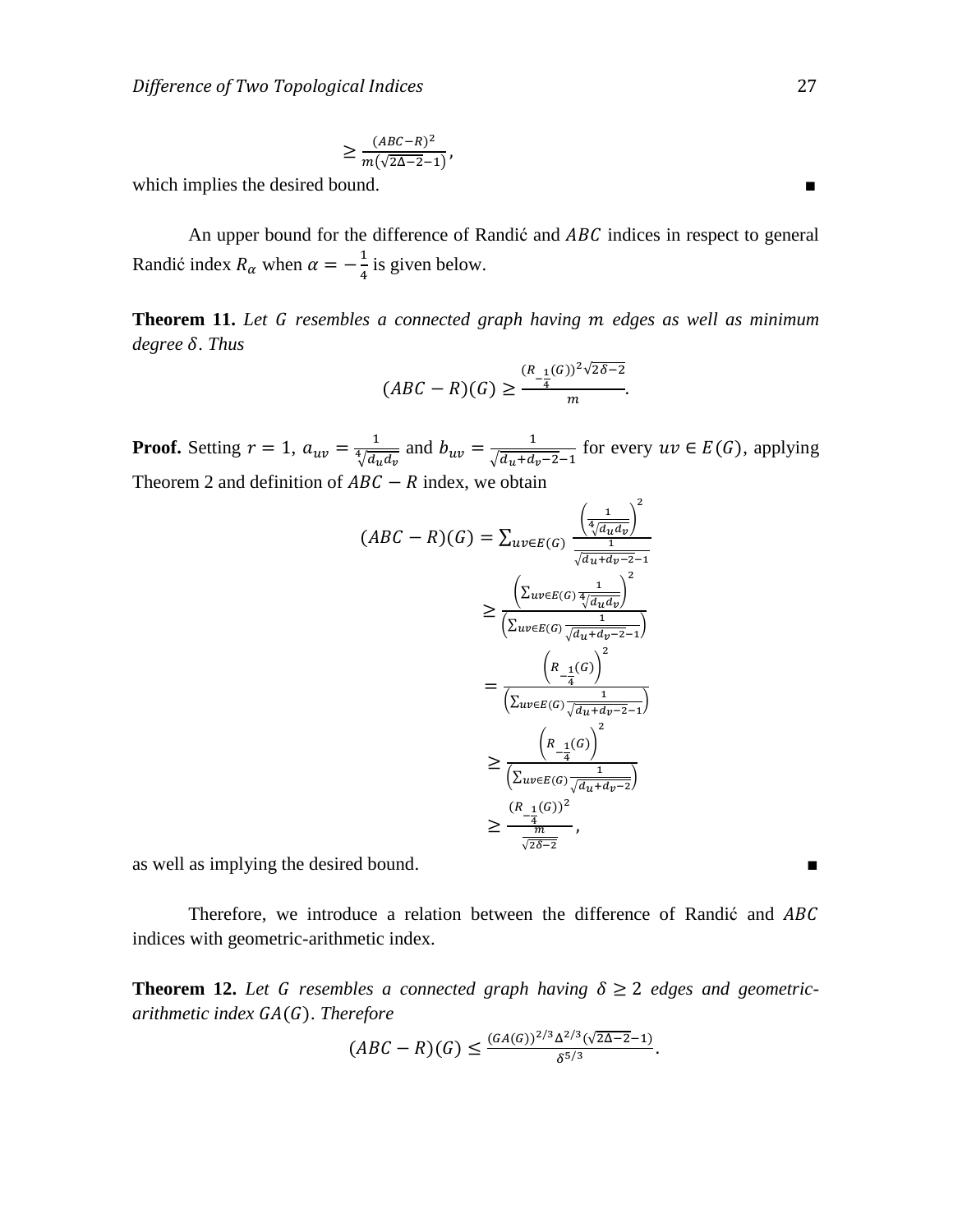$$\geq \frac{(ABC-R)^2}{m(\sqrt{2\Delta-2}-1)},$$

which implies the desired bound. ∎

An upper bound for the difference of Randić and $ABC$ indices in respect to general Randić index $R_\alpha$ when $\alpha = -\frac{1}{4}$ is given below.

**Theorem 11.** *Let $G$ resembles a connected graph having $m$ edges as well as minimum degree $\delta$. Thus*

$$(ABC-R)(G) \geq \frac{(R_{-\frac{1}{4}}(G))^2\sqrt{2\delta-2}}{m}.$$

**Proof.** Setting $r=1$, $a_{uv} = \frac{1}{\sqrt[4]{d_u d_v}}$ and $b_{uv} = \frac{1}{\sqrt{d_u+d_v-2}-1}$ for every $uv \in E(G)$, applying Theorem 2 and definition of $ABC-R$ index, we obtain

$$\begin{aligned}
(ABC-R)(G) &= \sum_{uv\in E(G)} \frac{\left(\frac{1}{\sqrt[4]{d_u d_v}}\right)^2}{\frac{1}{\sqrt{d_u+d_v-2}-1}} \\
&\geq \frac{\left(\sum_{uv\in E(G)} \frac{1}{\sqrt[4]{d_u d_v}}\right)^2}{\left(\sum_{uv\in E(G)} \frac{1}{\sqrt{d_u+d_v-2}-1}\right)} \\
&= \frac{\left(R_{-\frac{1}{4}}(G)\right)^2}{\left(\sum_{uv\in E(G)} \frac{1}{\sqrt{d_u+d_v-2}-1}\right)} \\
&\geq \frac{\left(R_{-\frac{1}{4}}(G)\right)^2}{\left(\sum_{uv\in E(G)} \frac{1}{\sqrt{d_u+d_v-2}}\right)} \\
&\geq \frac{(R_{-\frac{1}{4}}(G))^2}{\frac{m}{\sqrt{2\delta-2}}},
\end{aligned}$$

as well as implying the desired bound. ∎

Therefore, we introduce a relation between the difference of Randić and $ABC$ indices with geometric-arithmetic index.

**Theorem 12.** *Let $G$ resembles a connected graph having $\delta \geq 2$ edges and geometric-arithmetic index $GA(G)$. Therefore*

$$(ABC-R)(G) \leq \frac{(GA(G))^{2/3}\Delta^{2/3}(\sqrt{2\Delta-2}-1)}{\delta^{5/3}}.$$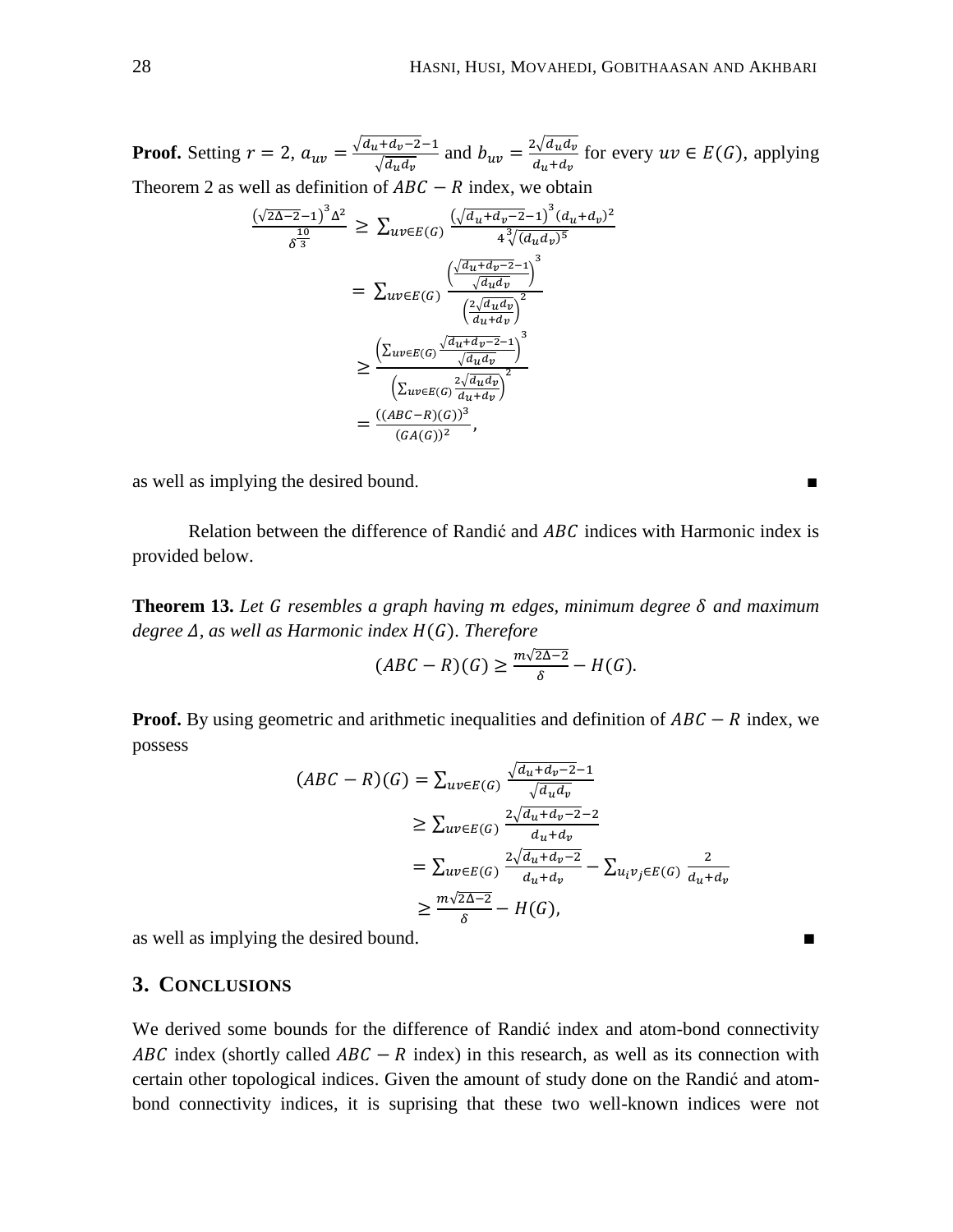**Proof.** Setting $r = 2$, $a_{uv} = \frac{\sqrt{d_u+d_v-2}-1}{\sqrt{d_u d_v}}$ and $b_{uv} = \frac{2\sqrt{d_u d_v}}{d_u+d_v}$ for every $uv \in E(G)$, applying Theorem 2 as well as definition of $ABC - R$ index, we obtain

$$
\begin{aligned}
\frac{\left(\sqrt{2\Delta-2}-1\right)^3 \Delta^2}{\delta^{\frac{10}{3}}} &\geq \sum_{uv\in E(G)} \frac{\left(\sqrt{d_u+d_v-2}-1\right)^3 (d_u+d_v)^2}{4\sqrt[3]{(d_u d_v)^5}} \\
&= \sum_{uv\in E(G)} \frac{\left(\frac{\sqrt{d_u+d_v-2}-1}{\sqrt{d_u d_v}}\right)^3}{\left(\frac{2\sqrt{d_u d_v}}{d_u+d_v}\right)^2} \\
&\geq \frac{\left(\sum_{uv\in E(G)} \frac{\sqrt{d_u+d_v-2}-1}{\sqrt{d_u d_v}}\right)^3}{\left(\sum_{uv\in E(G)} \frac{2\sqrt{d_u d_v}}{d_u+d_v}\right)^2} \\
&= \frac{((ABC-R)(G))^3}{(GA(G))^2},
\end{aligned}
$$

as well as implying the desired bound. ∎

Relation between the difference of Randić and $ABC$ indices with Harmonic index is provided below.

**Theorem 13.** *Let $G$ resembles a graph having $m$ edges, minimum degree $\delta$ and maximum degree $\Delta$, as well as Harmonic index $H(G)$. Therefore*

$$
(ABC - R)(G) \geq \frac{m\sqrt{2\Delta-2}}{\delta} - H(G).
$$

**Proof.** By using geometric and arithmetic inequalities and definition of $ABC - R$ index, we possess

$$
\begin{aligned}
(ABC - R)(G) &= \sum_{uv\in E(G)} \frac{\sqrt{d_u+d_v-2}-1}{\sqrt{d_u d_v}} \\
&\geq \sum_{uv\in E(G)} \frac{2\sqrt{d_u+d_v-2}-2}{d_u+d_v} \\
&= \sum_{uv\in E(G)} \frac{2\sqrt{d_u+d_v-2}}{d_u+d_v} - \sum_{u_i v_j\in E(G)} \frac{2}{d_u+d_v} \\
&\geq \frac{m\sqrt{2\Delta-2}}{\delta} - H(G),
\end{aligned}
$$

as well as implying the desired bound. ∎

## 3. CONCLUSIONS

We derived some bounds for the difference of Randić index and atom-bond connectivity $ABC$ index (shortly called $ABC - R$ index) in this research, as well as its connection with certain other topological indices. Given the amount of study done on the Randić and atom-bond connectivity indices, it is suprising that these two well-known indices were not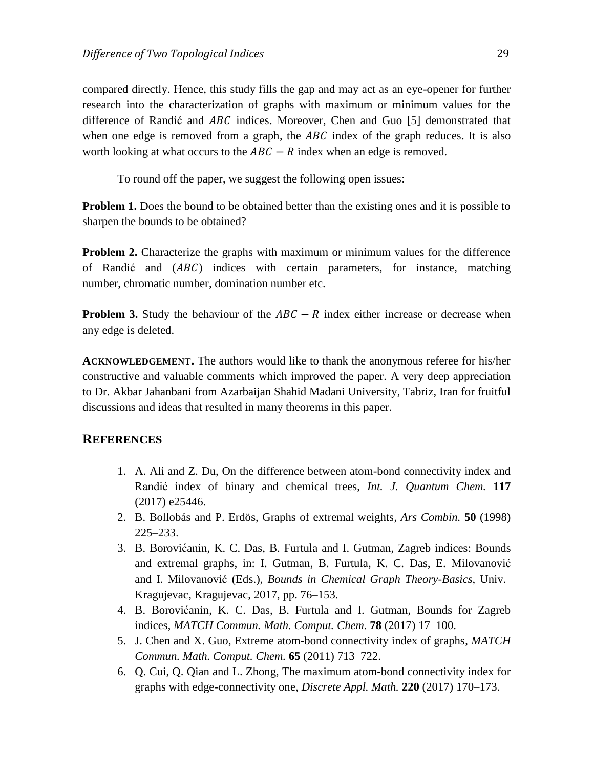compared directly. Hence, this study fills the gap and may act as an eye-opener for further research into the characterization of graphs with maximum or minimum values for the difference of Randić and $ABC$ indices. Moreover, Chen and Guo [5] demonstrated that when one edge is removed from a graph, the $ABC$ index of the graph reduces. It is also worth looking at what occurs to the $ABC - R$ index when an edge is removed.

To round off the paper, we suggest the following open issues:

**Problem 1.** Does the bound to be obtained better than the existing ones and it is possible to sharpen the bounds to be obtained?

**Problem 2.** Characterize the graphs with maximum or minimum values for the difference of Randić and ($ABC$) indices with certain parameters, for instance, matching number, chromatic number, domination number etc.

**Problem 3.** Study the behaviour of the $ABC - R$ index either increase or decrease when any edge is deleted.

**ACKNOWLEDGEMENT.** The authors would like to thank the anonymous referee for his/her constructive and valuable comments which improved the paper. A very deep appreciation to Dr. Akbar Jahanbani from Azarbaijan Shahid Madani University, Tabriz, Iran for fruitful discussions and ideas that resulted in many theorems in this paper.

## REFERENCES

1. A. Ali and Z. Du, On the difference between atom-bond connectivity index and Randić index of binary and chemical trees, *Int. J. Quantum Chem.* **117** (2017) e25446.
2. B. Bollobás and P. Erdös, Graphs of extremal weights, *Ars Combin.* **50** (1998) 225–233.
3. B. Borovićanin, K. C. Das, B. Furtula and I. Gutman, Zagreb indices: Bounds and extremal graphs, in: I. Gutman, B. Furtula, K. C. Das, E. Milovanović and I. Milovanović (Eds.), *Bounds in Chemical Graph Theory-Basics*, Univ. Kragujevac, Kragujevac, 2017, pp. 76–153.
4. B. Borovićanin, K. C. Das, B. Furtula and I. Gutman, Bounds for Zagreb indices, *MATCH Commun. Math. Comput. Chem.* **78** (2017) 17–100.
5. J. Chen and X. Guo, Extreme atom-bond connectivity index of graphs, *MATCH Commun. Math. Comput. Chem.* **65** (2011) 713–722.
6. Q. Cui, Q. Qian and L. Zhong, The maximum atom-bond connectivity index for graphs with edge-connectivity one, *Discrete Appl. Math.* **220** (2017) 170–173.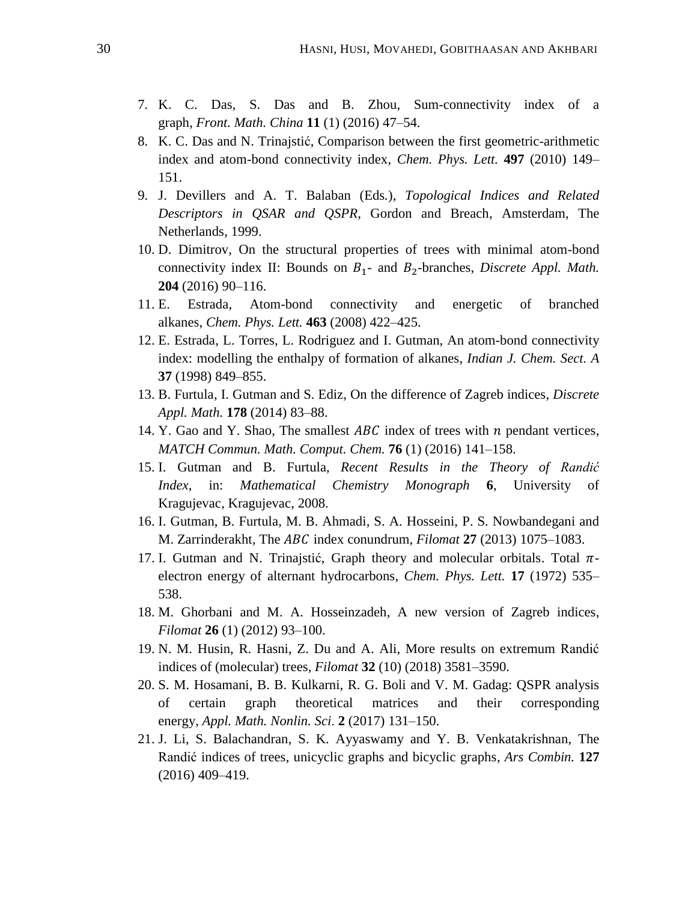7. K. C. Das, S. Das and B. Zhou, Sum-connectivity index of a graph, *Front. Math. China* **11** (1) (2016) 47–54.
8. K. C. Das and N. Trinajstić, Comparison between the first geometric-arithmetic index and atom-bond connectivity index, *Chem. Phys. Lett.* **497** (2010) 149–151.
9. J. Devillers and A. T. Balaban (Eds.), *Topological Indices and Related Descriptors in QSAR and QSPR*, Gordon and Breach, Amsterdam, The Netherlands, 1999.
10. D. Dimitrov, On the structural properties of trees with minimal atom-bond connectivity index II: Bounds on $B_1$- and $B_2$-branches, *Discrete Appl. Math.* **204** (2016) 90–116.
11. E. Estrada, Atom-bond connectivity and energetic of branched alkanes, *Chem. Phys. Lett.* **463** (2008) 422–425.
12. E. Estrada, L. Torres, L. Rodriguez and I. Gutman, An atom-bond connectivity index: modelling the enthalpy of formation of alkanes, *Indian J. Chem. Sect. A* **37** (1998) 849–855.
13. B. Furtula, I. Gutman and S. Ediz, On the difference of Zagreb indices, *Discrete Appl. Math.* **178** (2014) 83–88.
14. Y. Gao and Y. Shao, The smallest $ABC$ index of trees with $n$ pendant vertices, *MATCH Commun. Math. Comput. Chem.* **76** (1) (2016) 141–158.
15. I. Gutman and B. Furtula, *Recent Results in the Theory of Randić Index*, in: *Mathematical Chemistry Monograph* **6**, University of Kragujevac, Kragujevac, 2008.
16. I. Gutman, B. Furtula, M. B. Ahmadi, S. A. Hosseini, P. S. Nowbandegani and M. Zarrinderakht, The $ABC$ index conundrum, *Filomat* **27** (2013) 1075–1083.
17. I. Gutman and N. Trinajstić, Graph theory and molecular orbitals. Total $\pi$-electron energy of alternant hydrocarbons, *Chem. Phys. Lett.* **17** (1972) 535–538.
18. M. Ghorbani and M. A. Hosseinzadeh, A new version of Zagreb indices, *Filomat* **26** (1) (2012) 93–100.
19. N. M. Husin, R. Hasni, Z. Du and A. Ali, More results on extremum Randić indices of (molecular) trees, *Filomat* **32** (10) (2018) 3581–3590.
20. S. M. Hosamani, B. B. Kulkarni, R. G. Boli and V. M. Gadag: QSPR analysis of certain graph theoretical matrices and their corresponding energy, *Appl. Math. Nonlin. Sci*. **2** (2017) 131–150.
21. J. Li, S. Balachandran, S. K. Ayyaswamy and Y. B. Venkatakrishnan, The Randić indices of trees, unicyclic graphs and bicyclic graphs, *Ars Combin.* **127** (2016) 409–419.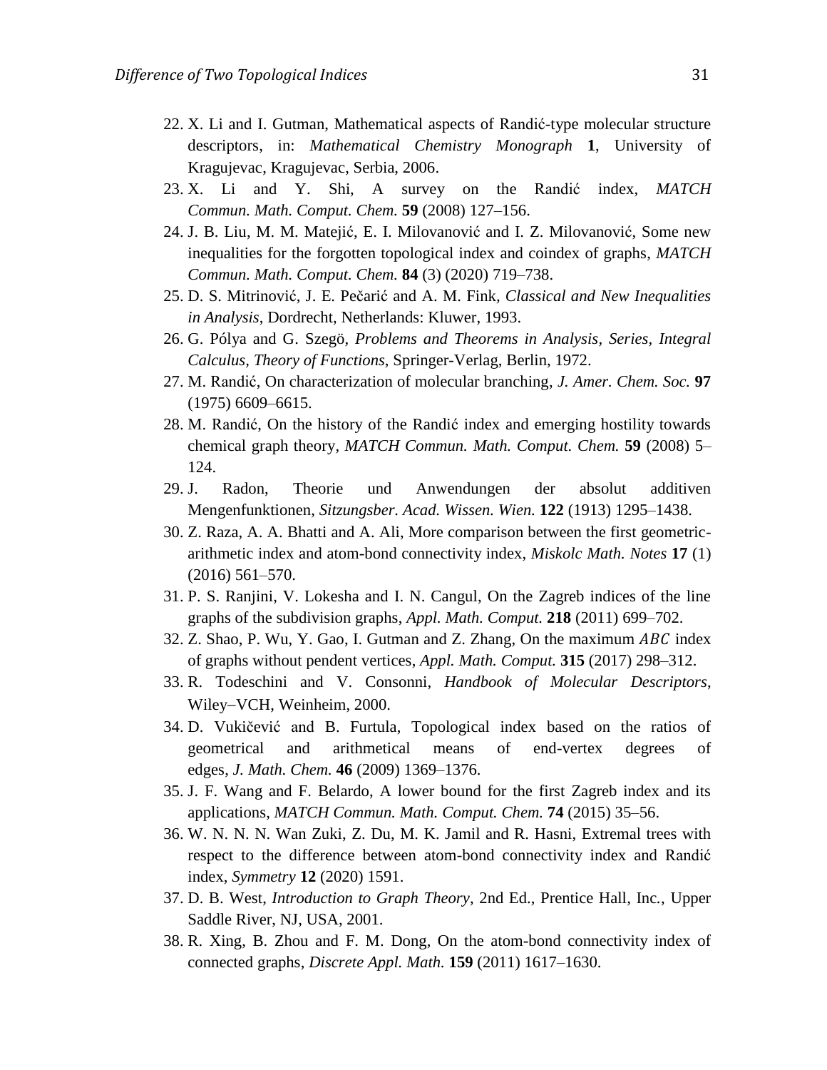22. X. Li and I. Gutman, Mathematical aspects of Randić-type molecular structure descriptors, in: *Mathematical Chemistry Monograph* **1**, University of Kragujevac, Kragujevac, Serbia, 2006.
23. X. Li and Y. Shi, A survey on the Randić index, *MATCH Commun. Math. Comput. Chem.* **59** (2008) 127–156.
24. J. B. Liu, M. M. Matejić, E. I. Milovanović and I. Z. Milovanović, Some new inequalities for the forgotten topological index and coindex of graphs, *MATCH Commun. Math. Comput. Chem.* **84** (3) (2020) 719–738.
25. D. S. Mitrinović, J. E. Pečarić and A. M. Fink, *Classical and New Inequalities in Analysis*, Dordrecht, Netherlands: Kluwer, 1993.
26. G. Pólya and G. Szegö, *Problems and Theorems in Analysis, Series, Integral Calculus, Theory of Functions*, Springer-Verlag, Berlin, 1972.
27. M. Randić, On characterization of molecular branching, *J. Amer. Chem. Soc.* **97** (1975) 6609–6615.
28. M. Randić, On the history of the Randić index and emerging hostility towards chemical graph theory, *MATCH Commun. Math. Comput. Chem.* **59** (2008) 5–124.
29. J. Radon, Theorie und Anwendungen der absolut additiven Mengenfunktionen, *Sitzungsber. Acad. Wissen. Wien.* **122** (1913) 1295–1438.
30. Z. Raza, A. A. Bhatti and A. Ali, More comparison between the first geometric-arithmetic index and atom-bond connectivity index, *Miskolc Math. Notes* **17** (1) (2016) 561–570.
31. P. S. Ranjini, V. Lokesha and I. N. Cangul, On the Zagreb indices of the line graphs of the subdivision graphs, *Appl. Math. Comput.* **218** (2011) 699–702.
32. Z. Shao, P. Wu, Y. Gao, I. Gutman and Z. Zhang, On the maximum $ABC$ index of graphs without pendent vertices, *Appl. Math. Comput.* **315** (2017) 298–312.
33. R. Todeschini and V. Consonni, *Handbook of Molecular Descriptors*, Wiley–VCH, Weinheim, 2000.
34. D. Vukičević and B. Furtula, Topological index based on the ratios of geometrical and arithmetical means of end-vertex degrees of edges, *J. Math. Chem.* **46** (2009) 1369–1376.
35. J. F. Wang and F. Belardo, A lower bound for the first Zagreb index and its applications, *MATCH Commun. Math. Comput. Chem.* **74** (2015) 35–56.
36. W. N. N. N. Wan Zuki, Z. Du, M. K. Jamil and R. Hasni, Extremal trees with respect to the difference between atom-bond connectivity index and Randić index, *Symmetry* **12** (2020) 1591.
37. D. B. West, *Introduction to Graph Theory*, 2nd Ed., Prentice Hall, Inc., Upper Saddle River, NJ, USA, 2001.
38. R. Xing, B. Zhou and F. M. Dong, On the atom-bond connectivity index of connected graphs, *Discrete Appl. Math.* **159** (2011) 1617–1630.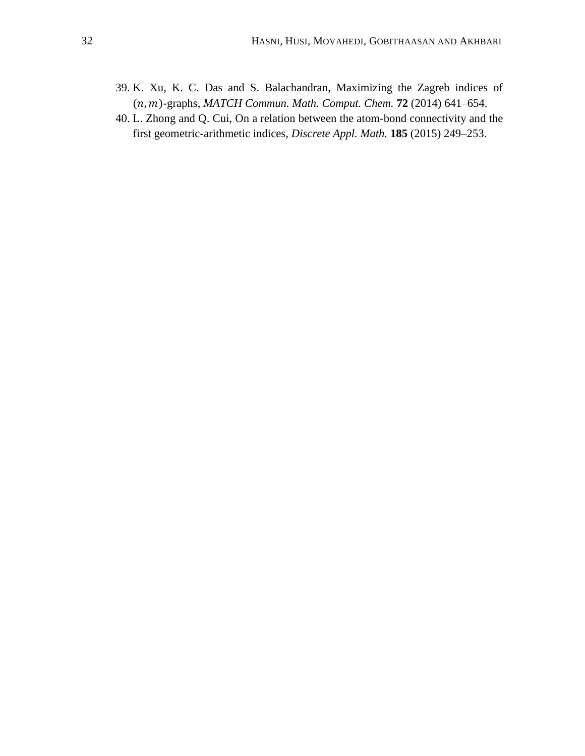39. K. Xu, K. C. Das and S. Balachandran, Maximizing the Zagreb indices of $(n, m)$-graphs, *MATCH Commun. Math. Comput. Chem.* **72** (2014) 641–654.
40. L. Zhong and Q. Cui, On a relation between the atom-bond connectivity and the first geometric-arithmetic indices, *Discrete Appl. Math.* **185** (2015) 249–253.